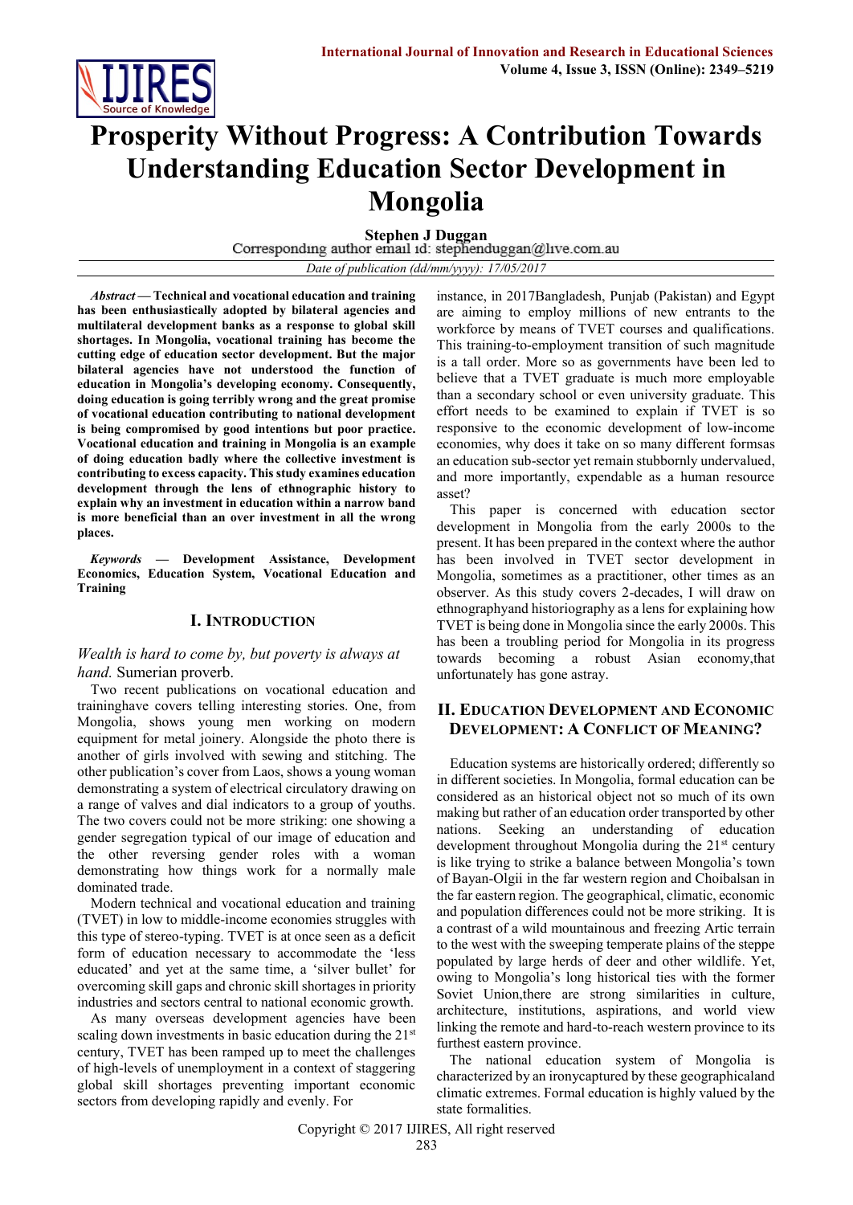# Prosperity Without Progress: A Contribution Towards Understanding Education Sector Development in Mongolia

**Stephen J Duggan**

Corresponding author email id: stephenduggan@live.com.au

*Date of publication (dd/mm/yyyy): 17/05/2017*

***Abstract* — Technical and vocational education and training has been enthusiastically adopted by bilateral agencies and multilateral development banks as a response to global skill shortages. In Mongolia, vocational training has become the cutting edge of education sector development. But the major bilateral agencies have not understood the function of education in Mongolia's developing economy. Consequently, doing education is going terribly wrong and the great promise of vocational education contributing to national development is being compromised by good intentions but poor practice. Vocational education and training in Mongolia is an example of doing education badly where the collective investment is contributing to excess capacity. This study examines education development through the lens of ethnographic history to explain why an investment in education within a narrow band is more beneficial than an over investment in all the wrong places.**

***Keywords* — Development Assistance, Development Economics, Education System, Vocational Education and Training**

## I. Introduction

*Wealth is hard to come by, but poverty is always at hand.* Sumerian proverb.

Two recent publications on vocational education and traininghave covers telling interesting stories. One, from Mongolia, shows young men working on modern equipment for metal joinery. Alongside the photo there is another of girls involved with sewing and stitching. The other publication's cover from Laos, shows a young woman demonstrating a system of electrical circulatory drawing on a range of valves and dial indicators to a group of youths. The two covers could not be more striking: one showing a gender segregation typical of our image of education and the other reversing gender roles with a woman demonstrating how things work for a normally male dominated trade.

Modern technical and vocational education and training (TVET) in low to middle-income economies struggles with this type of stereo-typing. TVET is at once seen as a deficit form of education necessary to accommodate the 'less educated' and yet at the same time, a 'silver bullet' for overcoming skill gaps and chronic skill shortages in priority industries and sectors central to national economic growth.

As many overseas development agencies have been scaling down investments in basic education during the 21st century, TVET has been ramped up to meet the challenges of high-levels of unemployment in a context of staggering global skill shortages preventing important economic sectors from developing rapidly and evenly. For instance, in 2017Bangladesh, Punjab (Pakistan) and Egypt are aiming to employ millions of new entrants to the workforce by means of TVET courses and qualifications. This training-to-employment transition of such magnitude is a tall order. More so as governments have been led to believe that a TVET graduate is much more employable than a secondary school or even university graduate. This effort needs to be examined to explain if TVET is so responsive to the economic development of low-income economies, why does it take on so many different formsas an education sub-sector yet remain stubbornly undervalued, and more importantly, expendable as a human resource asset?

This paper is concerned with education sector development in Mongolia from the early 2000s to the present. It has been prepared in the context where the author has been involved in TVET sector development in Mongolia, sometimes as a practitioner, other times as an observer. As this study covers 2-decades, I will draw on ethnographyand historiography as a lens for explaining how TVET is being done in Mongolia since the early 2000s. This has been a troubling period for Mongolia in its progress towards becoming a robust Asian economy,that unfortunately has gone astray.

## II. Education Development and Economic Development: A Conflict of Meaning?

Education systems are historically ordered; differently so in different societies. In Mongolia, formal education can be considered as an historical object not so much of its own making but rather of an education order transported by other nations. Seeking an understanding of education development throughout Mongolia during the 21st century is like trying to strike a balance between Mongolia's town of Bayan-Olgii in the far western region and Choibalsan in the far eastern region. The geographical, climatic, economic and population differences could not be more striking. It is a contrast of a wild mountainous and freezing Artic terrain to the west with the sweeping temperate plains of the steppe populated by large herds of deer and other wildlife. Yet, owing to Mongolia's long historical ties with the former Soviet Union,there are strong similarities in culture, architecture, institutions, aspirations, and world view linking the remote and hard-to-reach western province to its furthest eastern province.

The national education system of Mongolia is characterized by an ironycaptured by these geographicaland climatic extremes. Formal education is highly valued by the state formalities.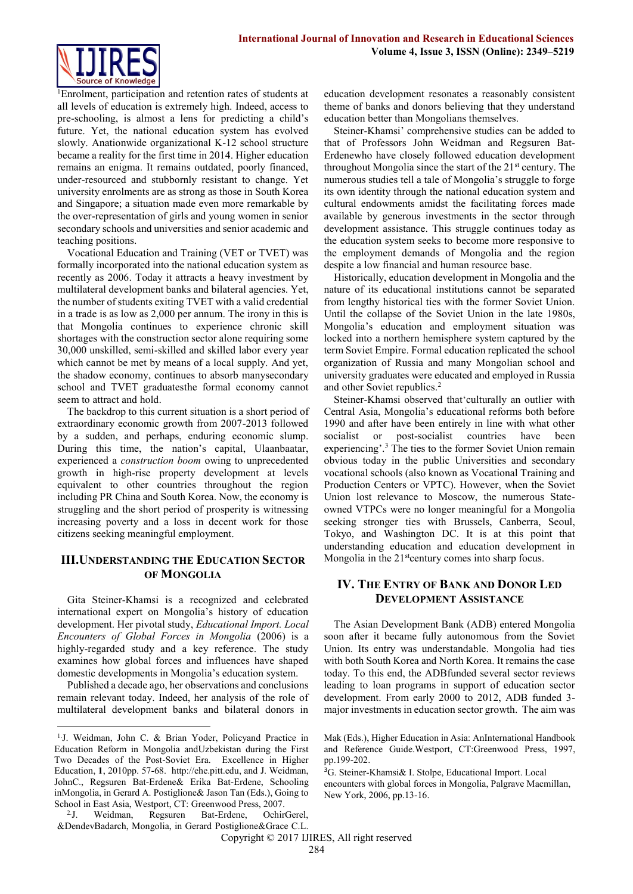[1]Enrolment, participation and retention rates of students at all levels of education is extremely high. Indeed, access to pre-schooling, is almost a lens for predicting a child's future. Yet, the national education system has evolved slowly. Anationwide organizational K-12 school structure became a reality for the first time in 2014. Higher education remains an enigma. It remains outdated, poorly financed, under-resourced and stubbornly resistant to change. Yet university enrolments are as strong as those in South Korea and Singapore; a situation made even more remarkable by the over-representation of girls and young women in senior secondary schools and universities and senior academic and teaching positions.

Vocational Education and Training (VET or TVET) was formally incorporated into the national education system as recently as 2006. Today it attracts a heavy investment by multilateral development banks and bilateral agencies. Yet, the number of students exiting TVET with a valid credential in a trade is as low as 2,000 per annum. The irony in this is that Mongolia continues to experience chronic skill shortages with the construction sector alone requiring some 30,000 unskilled, semi-skilled and skilled labor every year which cannot be met by means of a local supply. And yet, the shadow economy, continues to absorb manysecondary school and TVET graduatesthe formal economy cannot seem to attract and hold.

The backdrop to this current situation is a short period of extraordinary economic growth from 2007-2013 followed by a sudden, and perhaps, enduring economic slump. During this time, the nation's capital, Ulaanbaatar, experienced a *construction boom* owing to unprecedented growth in high-rise property development at levels equivalent to other countries throughout the region including PR China and South Korea. Now, the economy is struggling and the short period of prosperity is witnessing increasing poverty and a loss in decent work for those citizens seeking meaningful employment.

## III.Understanding the Education Sector of Mongolia

Gita Steiner-Khamsi is a recognized and celebrated international expert on Mongolia's history of education development. Her pivotal study, *Educational Import. Local Encounters of Global Forces in Mongolia* (2006) is a highly-regarded study and a key reference. The study examines how global forces and influences have shaped domestic developments in Mongolia's education system.

Published a decade ago, her observations and conclusions remain relevant today. Indeed, her analysis of the role of multilateral development banks and bilateral donors in education development resonates a reasonably consistent theme of banks and donors believing that they understand education better than Mongolians themselves.

Steiner-Khamsi' comprehensive studies can be added to that of Professors John Weidman and Regsuren Bat-Erdenewho have closely followed education development throughout Mongolia since the start of the 21st century. The numerous studies tell a tale of Mongolia's struggle to forge its own identity through the national education system and cultural endowments amidst the facilitating forces made available by generous investments in the sector through development assistance. This struggle continues today as the education system seeks to become more responsive to the employment demands of Mongolia and the region despite a low financial and human resource base.

Historically, education development in Mongolia and the nature of its educational institutions cannot be separated from lengthy historical ties with the former Soviet Union. Until the collapse of the Soviet Union in the late 1980s, Mongolia's education and employment situation was locked into a northern hemisphere system captured by the term Soviet Empire. Formal education replicated the school organization of Russia and many Mongolian school and university graduates were educated and employed in Russia and other Soviet republics.[2]

Steiner-Khamsi observed that'culturally an outlier with Central Asia, Mongolia's educational reforms both before 1990 and after have been entirely in line with what other socialist or post-socialist countries have been experiencing'.[3] The ties to the former Soviet Union remain obvious today in the public Universities and secondary vocational schools (also known as Vocational Training and Production Centers or VPTC). However, when the Soviet Union lost relevance to Moscow, the numerous State-owned VTPCs were no longer meaningful for a Mongolia seeking stronger ties with Brussels, Canberra, Seoul, Tokyo, and Washington DC. It is at this point that understanding education and education development in Mongolia in the 21stcentury comes into sharp focus.

## IV. The Entry of Bank and Donor Led Development Assistance

The Asian Development Bank (ADB) entered Mongolia soon after it became fully autonomous from the Soviet Union. Its entry was understandable. Mongolia had ties with both South Korea and North Korea. It remains the case today. To this end, the ADBfunded several sector reviews leading to loan programs in support of education sector development. From early 2000 to 2012, ADB funded 3-major investments in education sector growth. The aim was

---

[1] J. Weidman, John C. & Brian Yoder, Policyand Practice in Education Reform in Mongolia andUzbekistan during the First Two Decades of the Post-Soviet Era. Excellence in Higher Education, **1**, 2010pp. 57-68. http://ehe.pitt.edu, and J. Weidman, JohnC., Regsuren Bat-Erdene& Erika Bat-Erdene, Schooling inMongolia, in Gerard A. Postiglione& Jason Tan (Eds.), Going to School in East Asia, Westport, CT: Greenwood Press, 2007.

[2] J. Weidman, Regsuren Bat-Erdene, OchirGerel, &DendevBadarch, Mongolia, in Gerard Postiglione&Grace C.L. Mak (Eds.), Higher Education in Asia: AnInternational Handbook and Reference Guide.Westport, CT:Greenwood Press, 1997, pp.199-202.

[3] G. Steiner-Khamsi& I. Stolpe, Educational Import. Local encounters with global forces in Mongolia, Palgrave Macmillan, New York, 2006, pp.13-16.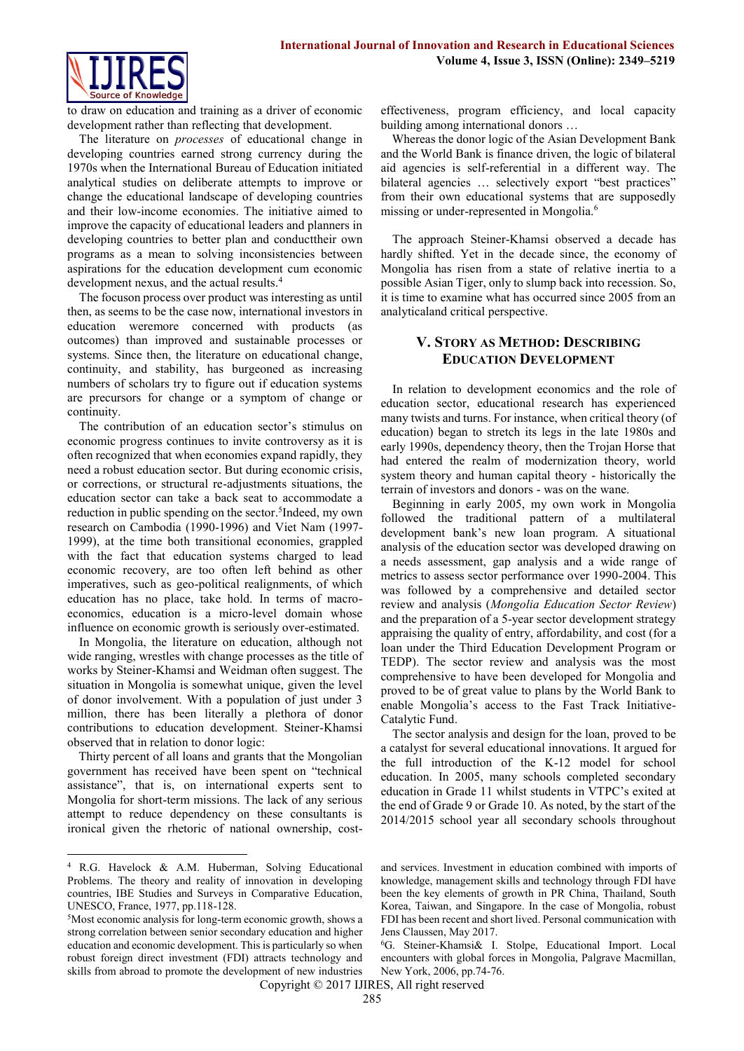to draw on education and training as a driver of economic development rather than reflecting that development.

The literature on *processes* of educational change in developing countries earned strong currency during the 1970s when the International Bureau of Education initiated analytical studies on deliberate attempts to improve or change the educational landscape of developing countries and their low-income economies. The initiative aimed to improve the capacity of educational leaders and planners in developing countries to better plan and conducttheir own programs as a mean to solving inconsistencies between aspirations for the education development cum economic development nexus, and the actual results.[4]

The focuson process over product was interesting as until then, as seems to be the case now, international investors in education weremore concerned with products (as outcomes) than improved and sustainable processes or systems. Since then, the literature on educational change, continuity, and stability, has burgeoned as increasing numbers of scholars try to figure out if education systems are precursors for change or a symptom of change or continuity.

The contribution of an education sector's stimulus on economic progress continues to invite controversy as it is often recognized that when economies expand rapidly, they need a robust education sector. But during economic crisis, or corrections, or structural re-adjustments situations, the education sector can take a back seat to accommodate a reduction in public spending on the sector.[5]Indeed, my own research on Cambodia (1990-1996) and Viet Nam (1997-1999), at the time both transitional economies, grappled with the fact that education systems charged to lead economic recovery, are too often left behind as other imperatives, such as geo-political realignments, of which education has no place, take hold. In terms of macro-economics, education is a micro-level domain whose influence on economic growth is seriously over-estimated.

In Mongolia, the literature on education, although not wide ranging, wrestles with change processes as the title of works by Steiner-Khamsi and Weidman often suggest. The situation in Mongolia is somewhat unique, given the level of donor involvement. With a population of just under 3 million, there has been literally a plethora of donor contributions to education development. Steiner-Khamsi observed that in relation to donor logic:

Thirty percent of all loans and grants that the Mongolian government has received have been spent on "technical assistance", that is, on international experts sent to Mongolia for short-term missions. The lack of any serious attempt to reduce dependency on these consultants is ironical given the rhetoric of national ownership, cost-effectiveness, program efficiency, and local capacity building among international donors …

Whereas the donor logic of the Asian Development Bank and the World Bank is finance driven, the logic of bilateral aid agencies is self-referential in a different way. The bilateral agencies … selectively export "best practices" from their own educational systems that are supposedly missing or under-represented in Mongolia.[6]

The approach Steiner-Khamsi observed a decade has hardly shifted. Yet in the decade since, the economy of Mongolia has risen from a state of relative inertia to a possible Asian Tiger, only to slump back into recession. So, it is time to examine what has occurred since 2005 from an analyticaland critical perspective.

## V. Story as Method: Describing Education Development

In relation to development economics and the role of education sector, educational research has experienced many twists and turns. For instance, when critical theory (of education) began to stretch its legs in the late 1980s and early 1990s, dependency theory, then the Trojan Horse that had entered the realm of modernization theory, world system theory and human capital theory - historically the terrain of investors and donors - was on the wane.

Beginning in early 2005, my own work in Mongolia followed the traditional pattern of a multilateral development bank's new loan program. A situational analysis of the education sector was developed drawing on a needs assessment, gap analysis and a wide range of metrics to assess sector performance over 1990-2004. This was followed by a comprehensive and detailed sector review and analysis (*Mongolia Education Sector Review*) and the preparation of a 5-year sector development strategy appraising the quality of entry, affordability, and cost (for a loan under the Third Education Development Program or TEDP). The sector review and analysis was the most comprehensive to have been developed for Mongolia and proved to be of great value to plans by the World Bank to enable Mongolia's access to the Fast Track Initiative-Catalytic Fund.

The sector analysis and design for the loan, proved to be a catalyst for several educational innovations. It argued for the full introduction of the K-12 model for school education. In 2005, many schools completed secondary education in Grade 11 whilst students in VTPC's exited at the end of Grade 9 or Grade 10. As noted, by the start of the 2014/2015 school year all secondary schools throughout

---

[4] R.G. Havelock & A.M. Huberman, Solving Educational Problems. The theory and reality of innovation in developing countries, IBE Studies and Surveys in Comparative Education, UNESCO, France, 1977, pp.118-128.

[5]Most economic analysis for long-term economic growth, shows a strong correlation between senior secondary education and higher education and economic development. This is particularly so when robust foreign direct investment (FDI) attracts technology and skills from abroad to promote the development of new industries and services. Investment in education combined with imports of knowledge, management skills and technology through FDI have been the key elements of growth in PR China, Thailand, South Korea, Taiwan, and Singapore. In the case of Mongolia, robust FDI has been recent and short lived. Personal communication with Jens Claussen, May 2017.

[6]G. Steiner-Khamsi& I. Stolpe, Educational Import. Local encounters with global forces in Mongolia, Palgrave Macmillan, New York, 2006, pp.74-76.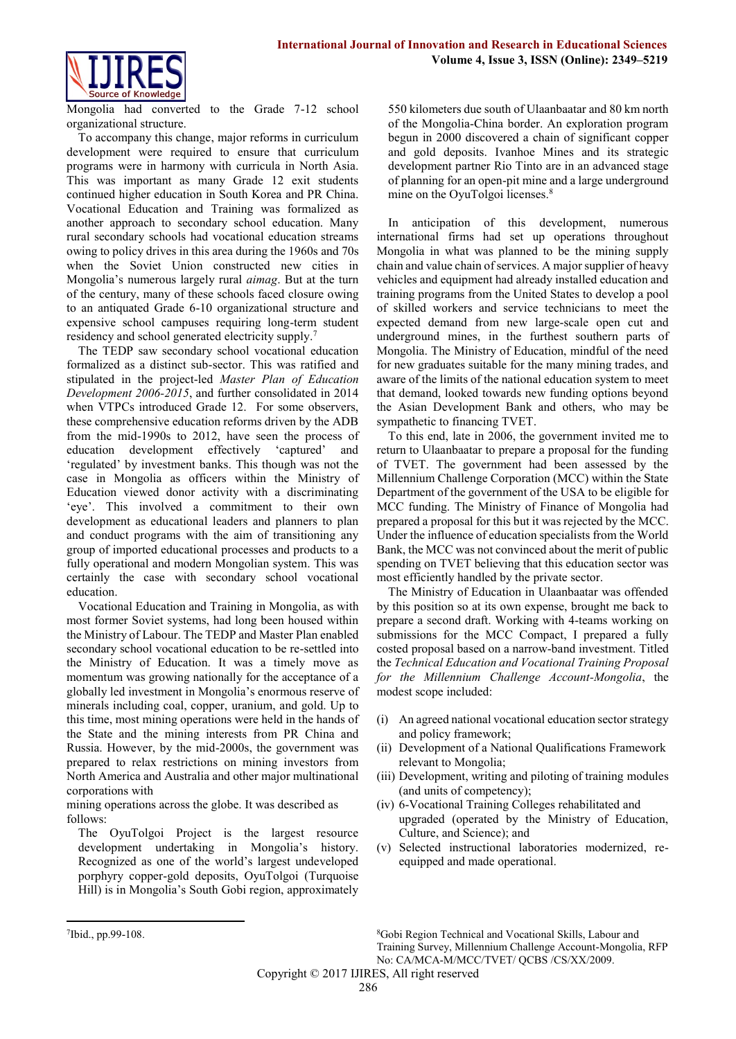Mongolia had converted to the Grade 7-12 school organizational structure.

To accompany this change, major reforms in curriculum development were required to ensure that curriculum programs were in harmony with curricula in North Asia. This was important as many Grade 12 exit students continued higher education in South Korea and PR China. Vocational Education and Training was formalized as another approach to secondary school education. Many rural secondary schools had vocational education streams owing to policy drives in this area during the 1960s and 70s when the Soviet Union constructed new cities in Mongolia's numerous largely rural *aimag*. But at the turn of the century, many of these schools faced closure owing to an antiquated Grade 6-10 organizational structure and expensive school campuses requiring long-term student residency and school generated electricity supply.[7]

The TEDP saw secondary school vocational education formalized as a distinct sub-sector. This was ratified and stipulated in the project-led *Master Plan of Education Development 2006-2015*, and further consolidated in 2014 when VTPCs introduced Grade 12. For some observers, these comprehensive education reforms driven by the ADB from the mid-1990s to 2012, have seen the process of education development effectively 'captured' and 'regulated' by investment banks. This though was not the case in Mongolia as officers within the Ministry of Education viewed donor activity with a discriminating 'eye'. This involved a commitment to their own development as educational leaders and planners to plan and conduct programs with the aim of transitioning any group of imported educational processes and products to a fully operational and modern Mongolian system. This was certainly the case with secondary school vocational education.

Vocational Education and Training in Mongolia, as with most former Soviet systems, had long been housed within the Ministry of Labour. The TEDP and Master Plan enabled secondary school vocational education to be re-settled into the Ministry of Education. It was a timely move as momentum was growing nationally for the acceptance of a globally led investment in Mongolia's enormous reserve of minerals including coal, copper, uranium, and gold. Up to this time, most mining operations were held in the hands of the State and the mining interests from PR China and Russia. However, by the mid-2000s, the government was prepared to relax restrictions on mining investors from North America and Australia and other major multinational corporations with mining operations across the globe. It was described as follows:

> The OyuTolgoi Project is the largest resource development undertaking in Mongolia's history. Recognized as one of the world's largest undeveloped porphyry copper-gold deposits, OyuTolgoi (Turquoise Hill) is in Mongolia's South Gobi region, approximately 550 kilometers due south of Ulaanbaatar and 80 km north of the Mongolia-China border. An exploration program begun in 2000 discovered a chain of significant copper and gold deposits. Ivanhoe Mines and its strategic development partner Rio Tinto are in an advanced stage of planning for an open-pit mine and a large underground mine on the OyuTolgoi licenses.[8]

In anticipation of this development, numerous international firms had set up operations throughout Mongolia in what was planned to be the mining supply chain and value chain of services. A major supplier of heavy vehicles and equipment had already installed education and training programs from the United States to develop a pool of skilled workers and service technicians to meet the expected demand from new large-scale open cut and underground mines, in the furthest southern parts of Mongolia. The Ministry of Education, mindful of the need for new graduates suitable for the many mining trades, and aware of the limits of the national education system to meet that demand, looked towards new funding options beyond the Asian Development Bank and others, who may be sympathetic to financing TVET.

To this end, late in 2006, the government invited me to return to Ulaanbaatar to prepare a proposal for the funding of TVET. The government had been assessed by the Millennium Challenge Corporation (MCC) within the State Department of the government of the USA to be eligible for MCC funding. The Ministry of Finance of Mongolia had prepared a proposal for this but it was rejected by the MCC. Under the influence of education specialists from the World Bank, the MCC was not convinced about the merit of public spending on TVET believing that this education sector was most efficiently handled by the private sector.

The Ministry of Education in Ulaanbaatar was offended by this position so at its own expense, brought me back to prepare a second draft. Working with 4-teams working on submissions for the MCC Compact, I prepared a fully costed proposal based on a narrow-band investment. Titled the *Technical Education and Vocational Training Proposal for the Millennium Challenge Account-Mongolia*, the modest scope included:

(i) An agreed national vocational education sector strategy and policy framework;
(ii) Development of a National Qualifications Framework relevant to Mongolia;
(iii) Development, writing and piloting of training modules (and units of competency);
(iv) 6-Vocational Training Colleges rehabilitated and upgraded (operated by the Ministry of Education, Culture, and Science); and
(v) Selected instructional laboratories modernized, re-equipped and made operational.

---

[7] Ibid., pp.99-108.

[8] Gobi Region Technical and Vocational Skills, Labour and Training Survey, Millennium Challenge Account-Mongolia, RFP No: CA/MCA-M/MCC/TVET/ QCBS /CS/XX/2009.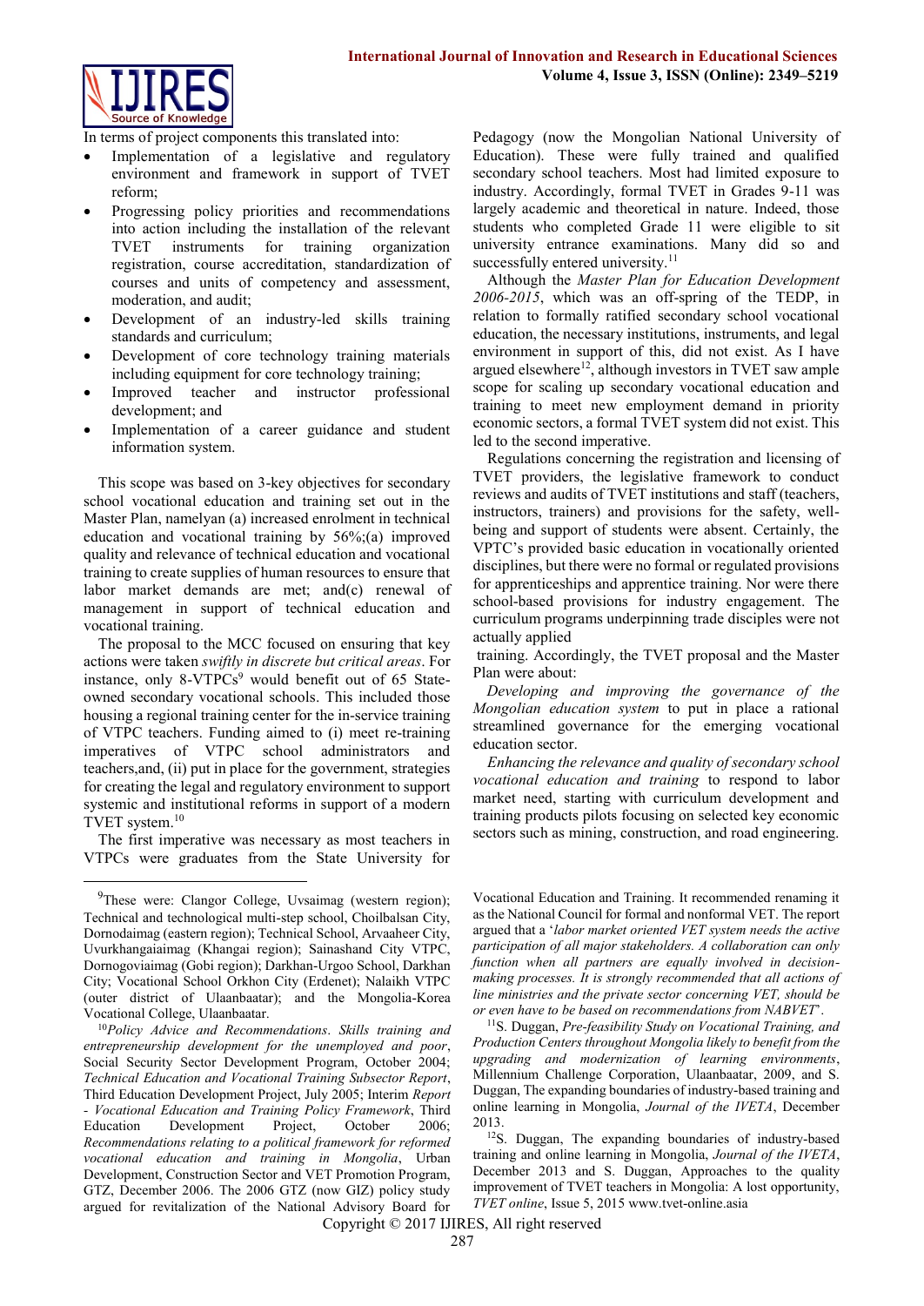In terms of project components this translated into:

- Implementation of a legislative and regulatory environment and framework in support of TVET reform;
- Progressing policy priorities and recommendations into action including the installation of the relevant TVET instruments for training organization registration, course accreditation, standardization of courses and units of competency and assessment, moderation, and audit;
- Development of an industry-led skills training standards and curriculum;
- Development of core technology training materials including equipment for core technology training;
- Improved teacher and instructor professional development; and
- Implementation of a career guidance and student information system.

This scope was based on 3-key objectives for secondary school vocational education and training set out in the Master Plan, namelyan (a) increased enrolment in technical education and vocational training by 56%;(a) improved quality and relevance of technical education and vocational training to create supplies of human resources to ensure that labor market demands are met; and(c) renewal of management in support of technical education and vocational training.

The proposal to the MCC focused on ensuring that key actions were taken *swiftly in discrete but critical areas*. For instance, only 8-VTPCs[9] would benefit out of 65 State-owned secondary vocational schools. This included those housing a regional training center for the in-service training of VTPC teachers. Funding aimed to (i) meet re-training imperatives of VTPC school administrators and teachers,and, (ii) put in place for the government, strategies for creating the legal and regulatory environment to support systemic and institutional reforms in support of a modern TVET system.[10]

The first imperative was necessary as most teachers in VTPCs were graduates from the State University for Pedagogy (now the Mongolian National University of Education). These were fully trained and qualified secondary school teachers. Most had limited exposure to industry. Accordingly, formal TVET in Grades 9-11 was largely academic and theoretical in nature. Indeed, those students who completed Grade 11 were eligible to sit university entrance examinations. Many did so and successfully entered university.[11]

Although the *Master Plan for Education Development 2006-2015*, which was an off-spring of the TEDP, in relation to formally ratified secondary school vocational education, the necessary institutions, instruments, and legal environment in support of this, did not exist. As I have argued elsewhere[12], although investors in TVET saw ample scope for scaling up secondary vocational education and training to meet new employment demand in priority economic sectors, a formal TVET system did not exist. This led to the second imperative.

Regulations concerning the registration and licensing of TVET providers, the legislative framework to conduct reviews and audits of TVET institutions and staff (teachers, instructors, trainers) and provisions for the safety, well-being and support of students were absent. Certainly, the VPTC's provided basic education in vocationally oriented disciplines, but there were no formal or regulated provisions for apprenticeships and apprentice training. Nor were there school-based provisions for industry engagement. The curriculum programs underpinning trade disciples were not actually applied training. Accordingly, the TVET proposal and the Master Plan were about:

*Developing and improving the governance of the Mongolian education system* to put in place a rational streamlined governance for the emerging vocational education sector.

*Enhancing the relevance and quality of secondary school vocational education and training* to respond to labor market need, starting with curriculum development and training products pilots focusing on selected key economic sectors such as mining, construction, and road engineering.

---

[9] These were: Clangor College, Uvsaimag (western region); Technical and technological multi-step school, Choilbalsan City, Dornodaimag (eastern region); Technical School, Arvaaheer City, Uvurkhangaiaimag (Khangai region); Sainashand City VTPC, Dornogoviaimag (Gobi region); Darkhan-Urgoo School, Darkhan City; Vocational School Orkhon City (Erdenet); Nalaikh VTPC (outer district of Ulaanbaatar); and the Mongolia-Korea Vocational College, Ulaanbaatar.

[10] *Policy Advice and Recommendations. Skills training and entrepreneurship development for the unemployed and poor*, Social Security Sector Development Program, October 2004; *Technical Education and Vocational Training Subsector Report*, Third Education Development Project, July 2005; Interim *Report - Vocational Education and Training Policy Framework*, Third Education Development Project, October 2006; *Recommendations relating to a political framework for reformed vocational education and training in Mongolia*, Urban Development, Construction Sector and VET Promotion Program, GTZ, December 2006. The 2006 GTZ (now GIZ) policy study argued for revitalization of the National Advisory Board for Vocational Education and Training. It recommended renaming it as the National Council for formal and nonformal VET. The report argued that a '*labor market oriented VET system needs the active participation of all major stakeholders. A collaboration can only function when all partners are equally involved in decision-making processes. It is strongly recommended that all actions of line ministries and the private sector concerning VET, should be or even have to be based on recommendations from NABVET*'.

[11] S. Duggan, *Pre-feasibility Study on Vocational Training, and Production Centers throughout Mongolia likely to benefit from the upgrading and modernization of learning environments*, Millennium Challenge Corporation, Ulaanbaatar, 2009, and S. Duggan, The expanding boundaries of industry-based training and online learning in Mongolia, *Journal of the IVETA*, December 2013.

[12] S. Duggan, The expanding boundaries of industry-based training and online learning in Mongolia, *Journal of the IVETA*, December 2013 and S. Duggan, Approaches to the quality improvement of TVET teachers in Mongolia: A lost opportunity, *TVET online*, Issue 5, 2015 www.tvet-online.asia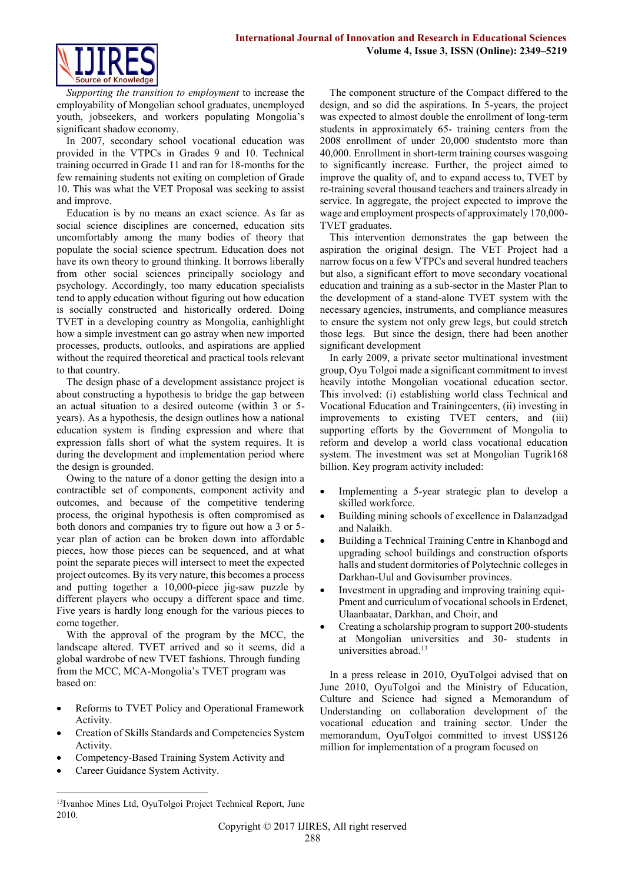*Supporting the transition to employment* to increase the employability of Mongolian school graduates, unemployed youth, jobseekers, and workers populating Mongolia's significant shadow economy.

In 2007, secondary school vocational education was provided in the VTPCs in Grades 9 and 10. Technical training occurred in Grade 11 and ran for 18-months for the few remaining students not exiting on completion of Grade 10. This was what the VET Proposal was seeking to assist and improve.

Education is by no means an exact science. As far as social science disciplines are concerned, education sits uncomfortably among the many bodies of theory that populate the social science spectrum. Education does not have its own theory to ground thinking. It borrows liberally from other social sciences principally sociology and psychology. Accordingly, too many education specialists tend to apply education without figuring out how education is socially constructed and historically ordered. Doing TVET in a developing country as Mongolia, canhighlight how a simple investment can go astray when new imported processes, products, outlooks, and aspirations are applied without the required theoretical and practical tools relevant to that country.

The design phase of a development assistance project is about constructing a hypothesis to bridge the gap between an actual situation to a desired outcome (within 3 or 5-years). As a hypothesis, the design outlines how a national education system is finding expression and where that expression falls short of what the system requires. It is during the development and implementation period where the design is grounded.

Owing to the nature of a donor getting the design into a contractible set of components, component activity and outcomes, and because of the competitive tendering process, the original hypothesis is often compromised as both donors and companies try to figure out how a 3 or 5-year plan of action can be broken down into affordable pieces, how those pieces can be sequenced, and at what point the separate pieces will intersect to meet the expected project outcomes. By its very nature, this becomes a process and putting together a 10,000-piece jig-saw puzzle by different players who occupy a different space and time. Five years is hardly long enough for the various pieces to come together.

With the approval of the program by the MCC, the landscape altered. TVET arrived and so it seems, did a global wardrobe of new TVET fashions. Through funding from the MCC, MCA-Mongolia's TVET program was based on:

- Reforms to TVET Policy and Operational Framework Activity.
- Creation of Skills Standards and Competencies System Activity.
- Competency-Based Training System Activity and
- Career Guidance System Activity.

The component structure of the Compact differed to the design, and so did the aspirations. In 5-years, the project was expected to almost double the enrollment of long-term students in approximately 65- training centers from the 2008 enrollment of under 20,000 studentsto more than 40,000. Enrollment in short-term training courses wasgoing to significantly increase. Further, the project aimed to improve the quality of, and to expand access to, TVET by re-training several thousand teachers and trainers already in service. In aggregate, the project expected to improve the wage and employment prospects of approximately 170,000-TVET graduates.

This intervention demonstrates the gap between the aspiration the original design. The VET Project had a narrow focus on a few VTPCs and several hundred teachers but also, a significant effort to move secondary vocational education and training as a sub-sector in the Master Plan to the development of a stand-alone TVET system with the necessary agencies, instruments, and compliance measures to ensure the system not only grew legs, but could stretch those legs. But since the design, there had been another significant development

In early 2009, a private sector multinational investment group, Oyu Tolgoi made a significant commitment to invest heavily intothe Mongolian vocational education sector. This involved: (i) establishing world class Technical and Vocational Education and Trainingcenters, (ii) investing in improvements to existing TVET centers, and (iii) supporting efforts by the Government of Mongolia to reform and develop a world class vocational education system. The investment was set at Mongolian Tugrik168 billion. Key program activity included:

- Implementing a 5-year strategic plan to develop a skilled workforce.
- Building mining schools of excellence in Dalanzadgad and Nalaikh.
- Building a Technical Training Centre in Khanbogd and upgrading school buildings and construction ofsports halls and student dormitories of Polytechnic colleges in Darkhan-Uul and Govisumber provinces.
- Investment in upgrading and improving training equi-Pment and curriculum of vocational schools in Erdenet, Ulaanbaatar, Darkhan, and Choir, and
- Creating a scholarship program to support 200-students at Mongolian universities and 30- students in universities abroad.[13]

In a press release in 2010, OyuTolgoi advised that on June 2010, OyuTolgoi and the Ministry of Education, Culture and Science had signed a Memorandum of Understanding on collaboration development of the vocational education and training sector. Under the memorandum, OyuTolgoi committed to invest US$126 million for implementation of a program focused on

[13]Ivanhoe Mines Ltd, OyuTolgoi Project Technical Report, June 2010.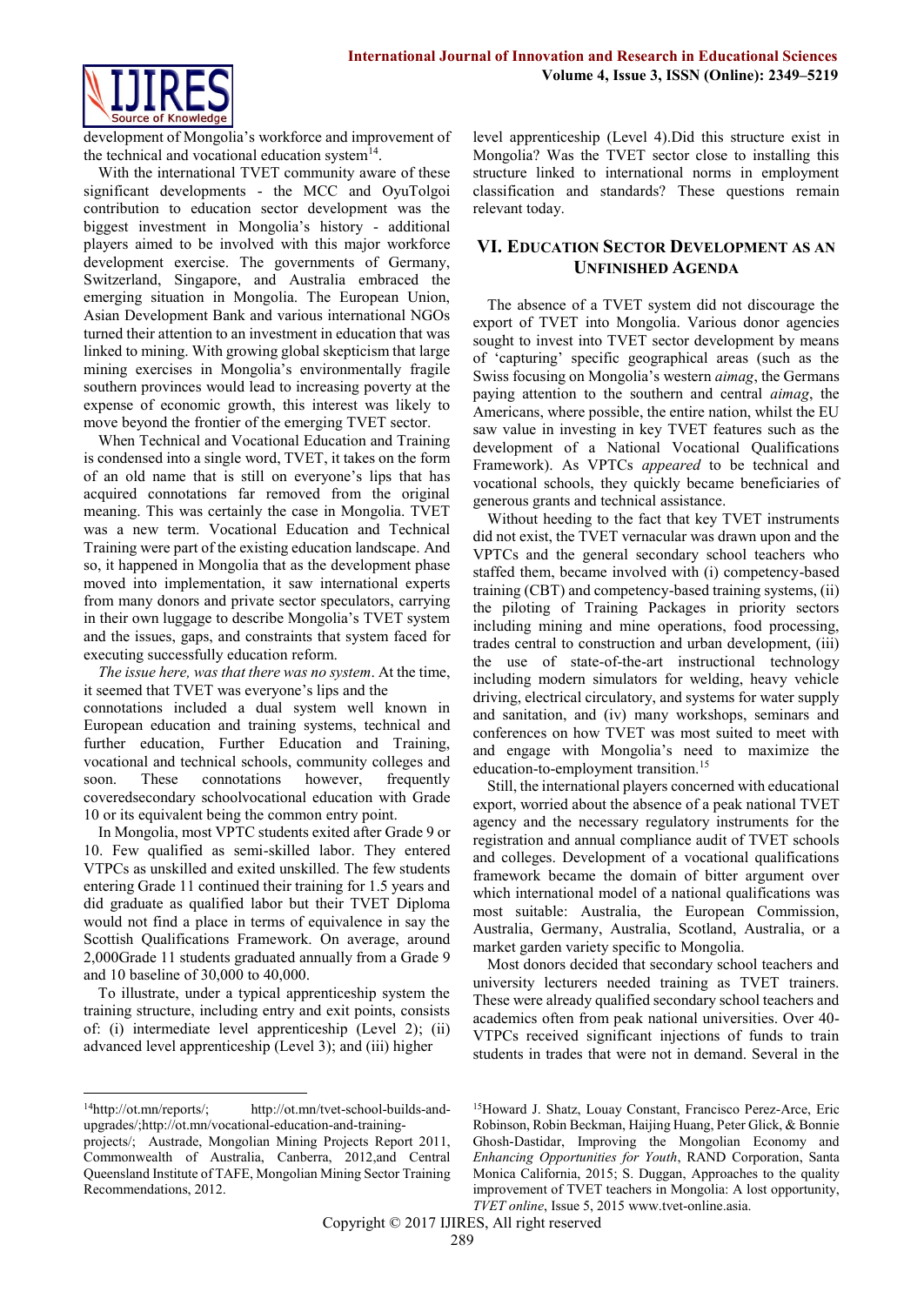development of Mongolia's workforce and improvement of the technical and vocational education system[14].

With the international TVET community aware of these significant developments - the MCC and OyuTolgoi contribution to education sector development was the biggest investment in Mongolia's history - additional players aimed to be involved with this major workforce development exercise. The governments of Germany, Switzerland, Singapore, and Australia embraced the emerging situation in Mongolia. The European Union, Asian Development Bank and various international NGOs turned their attention to an investment in education that was linked to mining. With growing global skepticism that large mining exercises in Mongolia's environmentally fragile southern provinces would lead to increasing poverty at the expense of economic growth, this interest was likely to move beyond the frontier of the emerging TVET sector.

When Technical and Vocational Education and Training is condensed into a single word, TVET, it takes on the form of an old name that is still on everyone's lips that has acquired connotations far removed from the original meaning. This was certainly the case in Mongolia. TVET was a new term. Vocational Education and Technical Training were part of the existing education landscape. And so, it happened in Mongolia that as the development phase moved into implementation, it saw international experts from many donors and private sector speculators, carrying in their own luggage to describe Mongolia's TVET system and the issues, gaps, and constraints that system faced for executing successfully education reform.

*The issue here, was that there was no system*. At the time, it seemed that TVET was everyone's lips and the connotations included a dual system well known in European education and training systems, technical and further education, Further Education and Training, vocational and technical schools, community colleges and soon. These connotations however, frequently coveredsecondary schoolvocational education with Grade 10 or its equivalent being the common entry point.

In Mongolia, most VPTC students exited after Grade 9 or 10. Few qualified as semi-skilled labor. They entered VTPCs as unskilled and exited unskilled. The few students entering Grade 11 continued their training for 1.5 years and did graduate as qualified labor but their TVET Diploma would not find a place in terms of equivalence in say the Scottish Qualifications Framework. On average, around 2,000Grade 11 students graduated annually from a Grade 9 and 10 baseline of 30,000 to 40,000.

To illustrate, under a typical apprenticeship system the training structure, including entry and exit points, consists of: (i) intermediate level apprenticeship (Level 2); (ii) advanced level apprenticeship (Level 3); and (iii) higher level apprenticeship (Level 4).Did this structure exist in Mongolia? Was the TVET sector close to installing this structure linked to international norms in employment classification and standards? These questions remain relevant today.

## VI. Education Sector Development as an Unfinished Agenda

The absence of a TVET system did not discourage the export of TVET into Mongolia. Various donor agencies sought to invest into TVET sector development by means of 'capturing' specific geographical areas (such as the Swiss focusing on Mongolia's western *aimag*, the Germans paying attention to the southern and central *aimag*, the Americans, where possible, the entire nation, whilst the EU saw value in investing in key TVET features such as the development of a National Vocational Qualifications Framework). As VPTCs *appeared* to be technical and vocational schools, they quickly became beneficiaries of generous grants and technical assistance.

Without heeding to the fact that key TVET instruments did not exist, the TVET vernacular was drawn upon and the VPTCs and the general secondary school teachers who staffed them, became involved with (i) competency-based training (CBT) and competency-based training systems, (ii) the piloting of Training Packages in priority sectors including mining and mine operations, food processing, trades central to construction and urban development, (iii) the use of state-of-the-art instructional technology including modern simulators for welding, heavy vehicle driving, electrical circulatory, and systems for water supply and sanitation, and (iv) many workshops, seminars and conferences on how TVET was most suited to meet with and engage with Mongolia's need to maximize the education-to-employment transition.[15]

Still, the international players concerned with educational export, worried about the absence of a peak national TVET agency and the necessary regulatory instruments for the registration and annual compliance audit of TVET schools and colleges. Development of a vocational qualifications framework became the domain of bitter argument over which international model of a national qualifications was most suitable: Australia, the European Commission, Australia, Germany, Australia, Scotland, Australia, or a market garden variety specific to Mongolia.

Most donors decided that secondary school teachers and university lecturers needed training as TVET trainers. These were already qualified secondary school teachers and academics often from peak national universities. Over 40-VTPCs received significant injections of funds to train students in trades that were not in demand. Several in the

---

[14]http://ot.mn/reports/; http://ot.mn/tvet-school-builds-and-upgrades/;http://ot.mn/vocational-education-and-training-projects/; Austrade, Mongolian Mining Projects Report 2011, Commonwealth of Australia, Canberra, 2012,and Central Queensland Institute of TAFE, Mongolian Mining Sector Training Recommendations, 2012.

[15]Howard J. Shatz, Louay Constant, Francisco Perez-Arce, Eric Robinson, Robin Beckman, Haijing Huang, Peter Glick, & Bonnie Ghosh-Dastidar, Improving the Mongolian Economy and *Enhancing Opportunities for Youth*, RAND Corporation, Santa Monica California, 2015; S. Duggan, Approaches to the quality improvement of TVET teachers in Mongolia: A lost opportunity, *TVET online*, Issue 5, 2015 www.tvet-online.asia.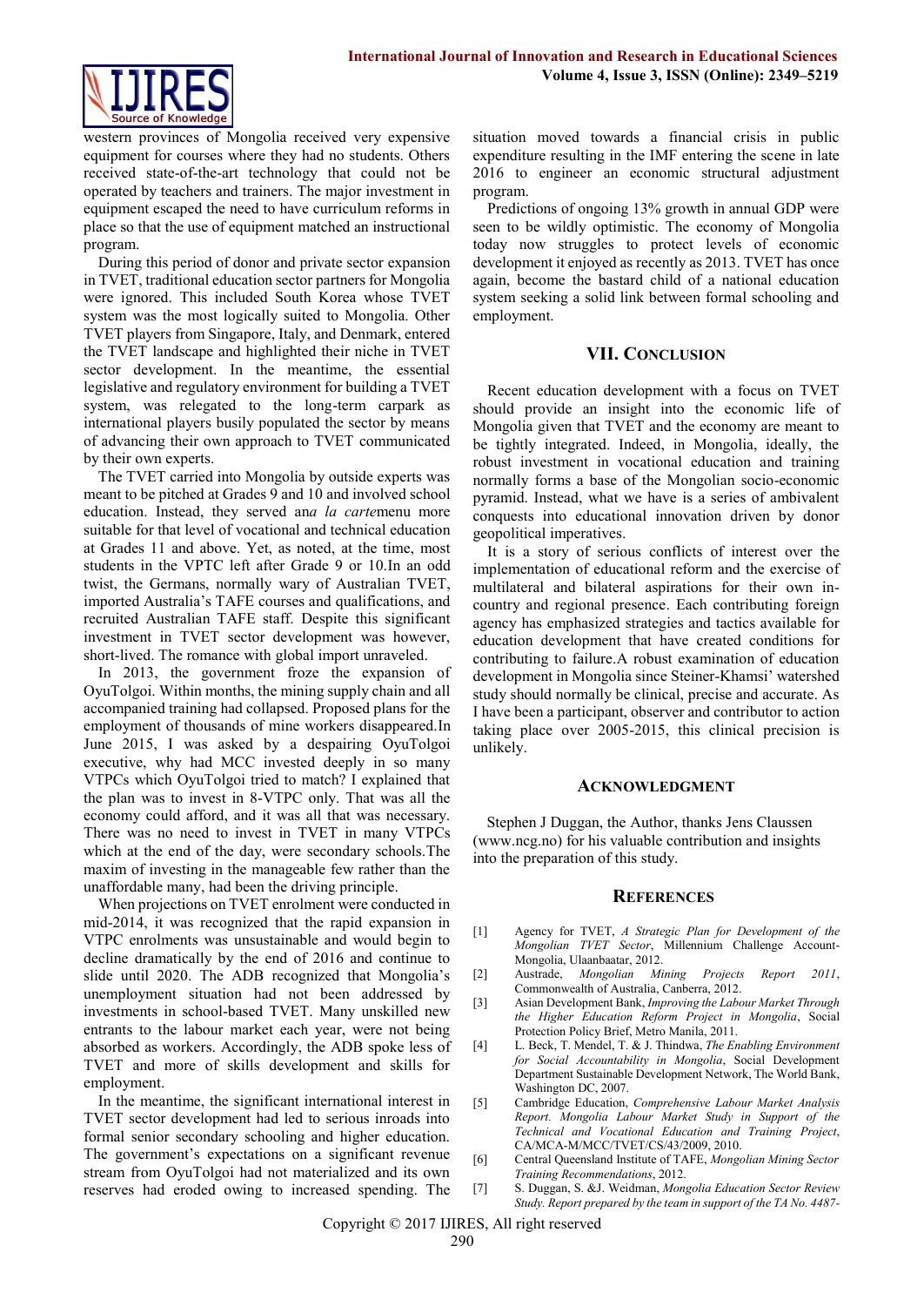western provinces of Mongolia received very expensive equipment for courses where they had no students. Others received state-of-the-art technology that could not be operated by teachers and trainers. The major investment in equipment escaped the need to have curriculum reforms in place so that the use of equipment matched an instructional program.

During this period of donor and private sector expansion in TVET, traditional education sector partners for Mongolia were ignored. This included South Korea whose TVET system was the most logically suited to Mongolia. Other TVET players from Singapore, Italy, and Denmark, entered the TVET landscape and highlighted their niche in TVET sector development. In the meantime, the essential legislative and regulatory environment for building a TVET system, was relegated to the long-term carpark as international players busily populated the sector by means of advancing their own approach to TVET communicated by their own experts.

The TVET carried into Mongolia by outside experts was meant to be pitched at Grades 9 and 10 and involved school education. Instead, they served an*a la carte*menu more suitable for that level of vocational and technical education at Grades 11 and above. Yet, as noted, at the time, most students in the VPTC left after Grade 9 or 10.In an odd twist, the Germans, normally wary of Australian TVET, imported Australia's TAFE courses and qualifications, and recruited Australian TAFE staff. Despite this significant investment in TVET sector development was however, short-lived. The romance with global import unraveled.

In 2013, the government froze the expansion of OyuTolgoi. Within months, the mining supply chain and all accompanied training had collapsed. Proposed plans for the employment of thousands of mine workers disappeared.In June 2015, I was asked by a despairing OyuTolgoi executive, why had MCC invested deeply in so many VTPCs which OyuTolgoi tried to match? I explained that the plan was to invest in 8-VTPC only. That was all the economy could afford, and it was all that was necessary. There was no need to invest in TVET in many VTPCs which at the end of the day, were secondary schools.The maxim of investing in the manageable few rather than the unaffordable many, had been the driving principle.

When projections on TVET enrolment were conducted in mid-2014, it was recognized that the rapid expansion in VTPC enrolments was unsustainable and would begin to decline dramatically by the end of 2016 and continue to slide until 2020. The ADB recognized that Mongolia's unemployment situation had not been addressed by investments in school-based TVET. Many unskilled new entrants to the labour market each year, were not being absorbed as workers. Accordingly, the ADB spoke less of TVET and more of skills development and skills for employment.

In the meantime, the significant international interest in TVET sector development had led to serious inroads into formal senior secondary schooling and higher education. The government's expectations on a significant revenue stream from OyuTolgoi had not materialized and its own reserves had eroded owing to increased spending. The situation moved towards a financial crisis in public expenditure resulting in the IMF entering the scene in late 2016 to engineer an economic structural adjustment program.

Predictions of ongoing 13% growth in annual GDP were seen to be wildly optimistic. The economy of Mongolia today now struggles to protect levels of economic development it enjoyed as recently as 2013. TVET has once again, become the bastard child of a national education system seeking a solid link between formal schooling and employment.

## VII. Conclusion

Recent education development with a focus on TVET should provide an insight into the economic life of Mongolia given that TVET and the economy are meant to be tightly integrated. Indeed, in Mongolia, ideally, the robust investment in vocational education and training normally forms a base of the Mongolian socio-economic pyramid. Instead, what we have is a series of ambivalent conquests into educational innovation driven by donor geopolitical imperatives.

It is a story of serious conflicts of interest over the implementation of educational reform and the exercise of multilateral and bilateral aspirations for their own in-country and regional presence. Each contributing foreign agency has emphasized strategies and tactics available for education development that have created conditions for contributing to failure.A robust examination of education development in Mongolia since Steiner-Khamsi' watershed study should normally be clinical, precise and accurate. As I have been a participant, observer and contributor to action taking place over 2005-2015, this clinical precision is unlikely.

## Acknowledgment

Stephen J Duggan, the Author, thanks Jens Claussen (www.ncg.no) for his valuable contribution and insights into the preparation of this study.

## References

[1] Agency for TVET, *A Strategic Plan for Development of the Mongolian TVET Sector*, Millennium Challenge Account-Mongolia, Ulaanbaatar, 2012.

[2] Austrade, *Mongolian Mining Projects Report 2011*, Commonwealth of Australia, Canberra, 2012.

[3] Asian Development Bank, *Improving the Labour Market Through the Higher Education Reform Project in Mongolia*, Social Protection Policy Brief, Metro Manila, 2011.

[4] L. Beck, T. Mendel, T. & J. Thindwa, *The Enabling Environment for Social Accountability in Mongolia*, Social Development Department Sustainable Development Network, The World Bank, Washington DC, 2007.

[5] Cambridge Education, *Comprehensive Labour Market Analysis Report. Mongolia Labour Market Study in Support of the Technical and Vocational Education and Training Project*, CA/MCA-M/MCC/TVET/CS/43/2009, 2010.

[6] Central Queensland Institute of TAFE, *Mongolian Mining Sector Training Recommendations*, 2012.

[7] S. Duggan, S. &J. Weidman, *Mongolia Education Sector Review Study. Report prepared by the team in support of the TA No. 4487-*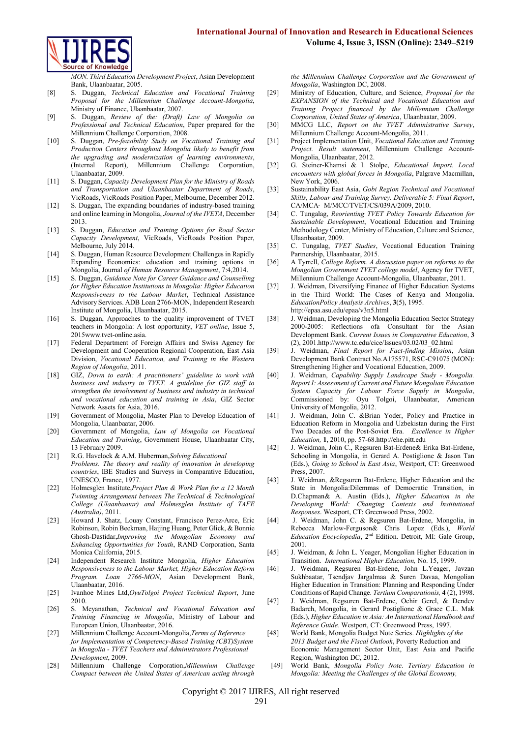*MON. Third Education Development Project*, Asian Development Bank, Ulaanbaatar, 2005.

[8] S. Duggan, *Technical Education and Vocational Training Proposal for the Millennium Challenge Account-Mongolia*, Ministry of Finance, Ulaanbaatar, 2007.

[9] S. Duggan, *Review of the: (Draft) Law of Mongolia on Professional and Technical Education*, Paper prepared for the Millennium Challenge Corporation, 2008.

[10] S. Duggan, *Pre-feasibility Study on Vocational Training and Production Centers throughout Mongolia likely to benefit from the upgrading and modernization of learning environments*, (Internal Report), Millennium Challenge Corporation, Ulaanbaatar, 2009.

[11] S. Duggan, *Capacity Development Plan for the Ministry of Roads and Transportation and Ulaanbaatar Department of Roads*, VicRoads, VicRoads Position Paper, Melbourne, December 2012.

[12] S. Duggan, The expanding boundaries of industry-based training and online learning in Mongolia, *Journal of the IVETA*, December 2013.

[13] S. Duggan, *Education and Training Options for Road Sector Capacity Development*, VicRoads, VicRoads Position Paper, Melbourne, July 2014.

[14] S. Duggan, Human Resource Development Challenges in Rapidly Expanding Economies: education and training options in Mongolia, Journal *of Human Resource Management*, 7:4,2014.

[15] S. Duggan, *Guidance Note for Career Guidance and Counselling for Higher Education Institutions in Mongolia: Higher Education Responsiveness to the Labour Market*, Technical Assistance Advisory Services. ADB Loan 2766-MON, Independent Research Institute of Mongolia, Ulaanbaatar, 2015.

[16] S. Duggan, Approaches to the quality improvement of TVET teachers in Mongolia: A lost opportunity, *VET online*, Issue 5, 2015www.tvet-online.asia.

[17] Federal Department of Foreign Affairs and Swiss Agency for Development and Cooperation Regional Cooperation, East Asia Division, *Vocational Education, and Training in the Western Region of Mongolia*, 2011.

[18] GIZ, *Down to earth: A practitioners' guideline to work with business and industry in TVET. A guideline for GIZ staff to strengthen the involvement of business and industry in technical and vocational education and training in Asia*, GIZ Sector Network Assets for Asia, 2016.

[19] Government of Mongolia, Master Plan to Develop Education of Mongolia, Ulaanbaatar, 2006.

[20] Government of Mongolia, *Law of Mongolia on Vocational Education and Training*, Government House, Ulaanbaatar City, 13 February 2009.

[21] R.G. Havelock & A.M. Huberman,*Solving Educational Problems. The theory and reality of innovation in developing countries*, IBE Studies and Surveys in Comparative Education, UNESCO, France, 1977.

[22] Holmesglen Institute,*Project Plan & Work Plan for a 12 Month Twinning Arrangement between The Technical & Technological College (Ulaanbaatar) and Holmesglen Institute of TAFE (Australia)*, 2011.

[23] Howard J. Shatz, Louay Constant, Francisco Perez-Arce, Eric Robinson, Robin Beckman, Haijing Huang, Peter Glick, & Bonnie Ghosh-Dastidar,*Improving the Mongolian Economy and Enhancing Opportunities for Youth*, RAND Corporation, Santa Monica California, 2015.

[24] Independent Research Institute Mongolia, *Higher Education Responsiveness to the Labour Market, Higher Education Reform Program. Loan 2766-MON*, Asian Development Bank, Ulaanbaatar, 2016.

[25] Ivanhoe Mines Ltd,*OyuTolgoi Project Technical Report*, June 2010.

[26] S. Meyanathan, *Technical and Vocational Education and Training Financing in Mongolia*, Ministry of Labour and European Union, Ulaanbaatar, 2016.

[27] Millennium Challenge Account-Mongolia,*Terms of Reference for Implementation of Competency-Based Training (CBT)System in Mongolia - TVET Teachers and Administrators Professional Development*, 2009.

[28] Millennium Challenge Corporation,*Millennium Challenge Compact between the United States of American acting through the Millennium Challenge Corporation and the Government of Mongolia*, Washington DC, 2008.

[29] Ministry of Education, Culture, and Science, *Proposal for the EXPANSION of the Technical and Vocational Education and Training Project financed by the Millennium Challenge Corporation, United States of America*, Ulaanbaatar, 2009.

[30] MMCG LLC, *Report on the TVET Administrative Survey*, Millennium Challenge Account-Mongolia, 2011.

[31] Project Implementation Unit, *Vocational Education and Training Project. Result statement*, Millennium Challenge Account-Mongolia, Ulaanbaatar, 2012.

[32] G. Steiner-Khamsi & I. Stolpe, *Educational Import. Local encounters with global forces in Mongolia*, Palgrave Macmillan, New York, 2006.

[33] Sustainability East Asia, *Gobi Region Technical and Vocational Skills, Labour and Training Survey. Deliverable 5: Final Report*, CA/MCA- M/MCC/TVET/CS/039A/2009, 2010.

[34] C. Tungalag, *Reorienting TVET Policy Towards Education for Sustainable Development*, Vocational Education and Training Methodology Center, Ministry of Education, Culture and Science, Ulaanbaatar, 2009.

[35] C. Tungalag, *TVET Studies*, Vocational Education Training Partnership, Ulaanbaatar, 2015.

[36] A Tyrrell, *College Reform. A discussion paper on reforms to the Mongolian Government TVET college model*, Agency for TVET, Millennium Challenge Account-Mongolia, Ulaanbaatar, 2011.

[37] J. Weidman, Diversifying Finance of Higher Education Systems in the Third World: The Cases of Kenya and Mongolia. *EducationPolicy Analysis Archives*, **3**(5), 1995. http://epaa.asu.edu/epaa/v3n5.html

[38] J. Weidman, Developing the Mongolia Education Sector Strategy 2000-2005: Reflections ofa Consultant for the Asian Development Bank. *Current Issues in Comparative Education*, **3** (2), 2001.http://www.tc.edu/cice/Issues/03.02/03_02.html

[39] J. Weidman, *Final Report for Fact-finding Mission*, Asian Development Bank Contract No.A175571, RSC-C91075 (MON): Strengthening Higher and Vocational Education, 2009.

[40] J. Weidman, *Capability Supply Landscape Study - Mongolia. Report I: Assessment of Current and Future Mongolian Education System Capacity for Labour Force Supply in Mongolia*, Commissioned by: Oyu Tolgoi, Ulaanbaatar, American University of Mongolia, 2012.

[41] J. Weidman, John C. &Brian Yoder, Policy and Practice in Education Reform in Mongolia and Uzbekistan during the First Two Decades of the Post-Soviet Era. *Excellence in Higher Education,* **1**, 2010, pp. 57-68.http://ehe.pitt.edu

[42] J. Weidman, John C., Regsuren Bat-Erdene& Erika Bat-Erdene, Schooling in Mongolia, in Gerard A. Postiglione & Jason Tan (Eds.), *Going to School in East Asia*, Westport, CT: Greenwood Press, 2007.

[43] J. Weidman, &Regsuren Bat-Erdene, Higher Education and the State in Mongolia:Dilemmas of Democratic Transition, in D.Chapman& A. Austin (Eds.), *Higher Education in the Developing World: Changing Contexts and Institutional Responses*. Westport, CT: Greenwood Press, 2002.

[44] J. Weidman, John C. & Regsuren Bat-Erdene, Mongolia, in Rebecca Marlow-Ferguson& Chris Lopez (Eds.), *World Education Encyclopedia*, 2nd Edition. Detroit, MI: Gale Group, 2001.

[45] J. Weidman, & John L. Yeager, Mongolian Higher Education in Transition. *International Higher Education,* No. 15, 1999.

[46] J. Weidman, Regsuren Bat-Erdene, John L.Yeager, Javzan Sukhbaatar, Tsendjav Jargalmaa & Suren Davaa, Mongolian Higher Education in Transition: Planning and Responding Under Conditions of Rapid Change. *Tertium Comparationis,* **4** (2), 1998.

[47] J. Weidman, Regsuren Bat-Erdene, Ochir Gerel, & Dendev Badarch, Mongolia, in Gerard Postiglione & Grace C.L. Mak (Eds.), *Higher Education in Asia: An International Handbook and Reference Guide.* Westport, CT: Greenwood Press, 1997.

[48] World Bank, Mongolia Budget Note Series. *Highlights of the 2013 Budget and the Fiscal Outlook*, Poverty Reduction and Economic Management Sector Unit, East Asia and Pacific Region, Washington DC, 2012.

[49] World Bank, *Mongolia Policy Note. Tertiary Education in Mongolia: Meeting the Challenges of the Global Economy,*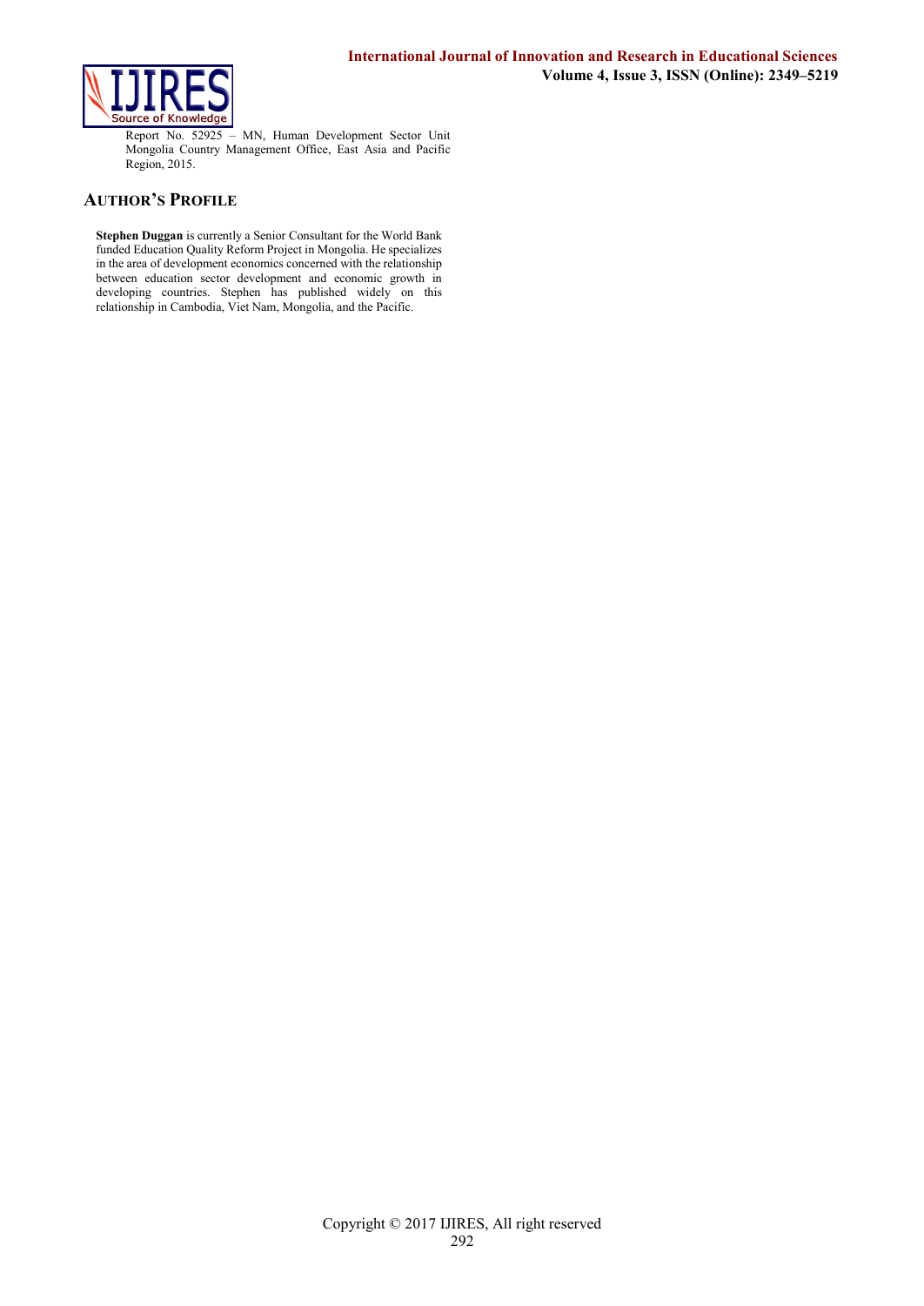Report No. 52925 – MN, Human Development Sector Unit Mongolia Country Management Office, East Asia and Pacific Region, 2015.

## AUTHOR'S PROFILE

**Stephen Duggan** is currently a Senior Consultant for the World Bank funded Education Quality Reform Project in Mongolia. He specializes in the area of development economics concerned with the relationship between education sector development and economic growth in developing countries. Stephen has published widely on this relationship in Cambodia, Viet Nam, Mongolia, and the Pacific.